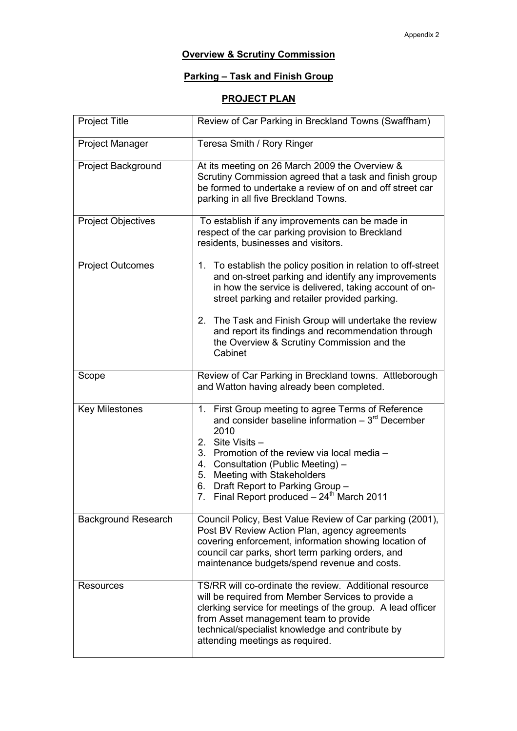Appendix 2

**Overview & Scrutiny Commission**

**Parking – Task and Finish Group**

**PROJECT PLAN**

| Project Title | Review of Car Parking in Breckland Towns (Swaffham) |
|---|---|
| Project Manager | Teresa Smith / Rory Ringer |
| Project Background | At its meeting on 26 March 2009 the Overview & Scrutiny Commission agreed that a task and finish group be formed to undertake a review of on and off street car parking in all five Breckland Towns. |
| Project Objectives | To establish if any improvements can be made in respect of the car parking provision to Breckland residents, businesses and visitors. |
| Project Outcomes | 1. To establish the policy position in relation to off-street and on-street parking and identify any improvements in how the service is delivered, taking account of on-street parking and retailer provided parking.<br><br>2. The Task and Finish Group will undertake the review and report its findings and recommendation through the Overview & Scrutiny Commission and the Cabinet |
| Scope | Review of Car Parking in Breckland towns. Attleborough and Watton having already been completed. |
| Key Milestones | 1. First Group meeting to agree Terms of Reference and consider baseline information – 3rd December 2010<br>2. Site Visits –<br>3. Promotion of the review via local media –<br>4. Consultation (Public Meeting) –<br>5. Meeting with Stakeholders<br>6. Draft Report to Parking Group –<br>7. Final Report produced – 24th March 2011 |
| Background Research | Council Policy, Best Value Review of Car parking (2001), Post BV Review Action Plan, agency agreements covering enforcement, information showing location of council car parks, short term parking orders, and maintenance budgets/spend revenue and costs. |
| Resources | TS/RR will co-ordinate the review. Additional resource will be required from Member Services to provide a clerking service for meetings of the group. A lead officer from Asset management team to provide technical/specialist knowledge and contribute by attending meetings as required. |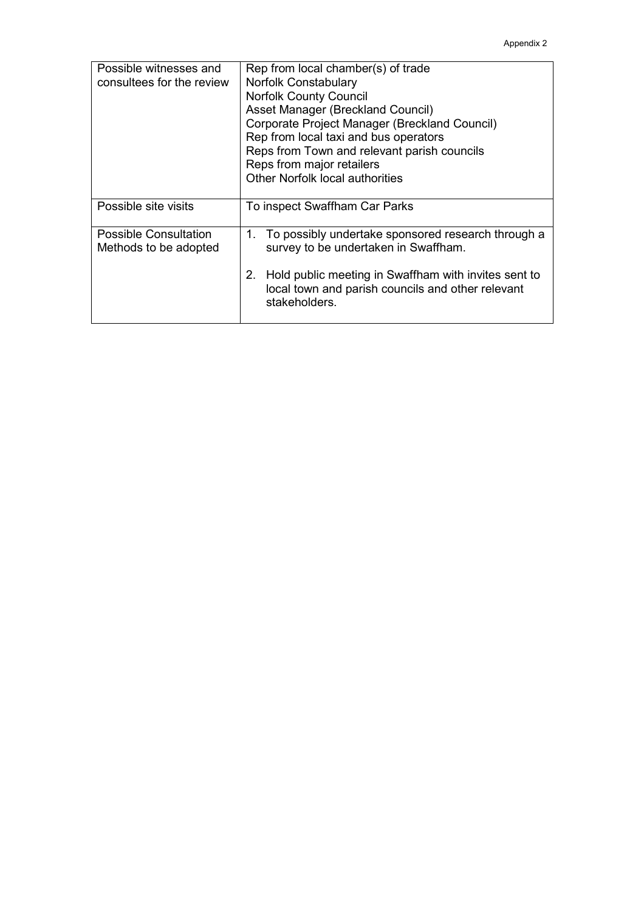Appendix 2

| | |
|---|---|
| Possible witnesses and consultees for the review | Rep from local chamber(s) of trade<br>Norfolk Constabulary<br>Norfolk County Council<br>Asset Manager (Breckland Council)<br>Corporate Project Manager (Breckland Council)<br>Rep from local taxi and bus operators<br>Reps from Town and relevant parish councils<br>Reps from major retailers<br>Other Norfolk local authorities |
| Possible site visits | To inspect Swaffham Car Parks |
| Possible Consultation Methods to be adopted | 1. To possibly undertake sponsored research through a survey to be undertaken in Swaffham.<br><br>2. Hold public meeting in Swaffham with invites sent to local town and parish councils and other relevant stakeholders. |